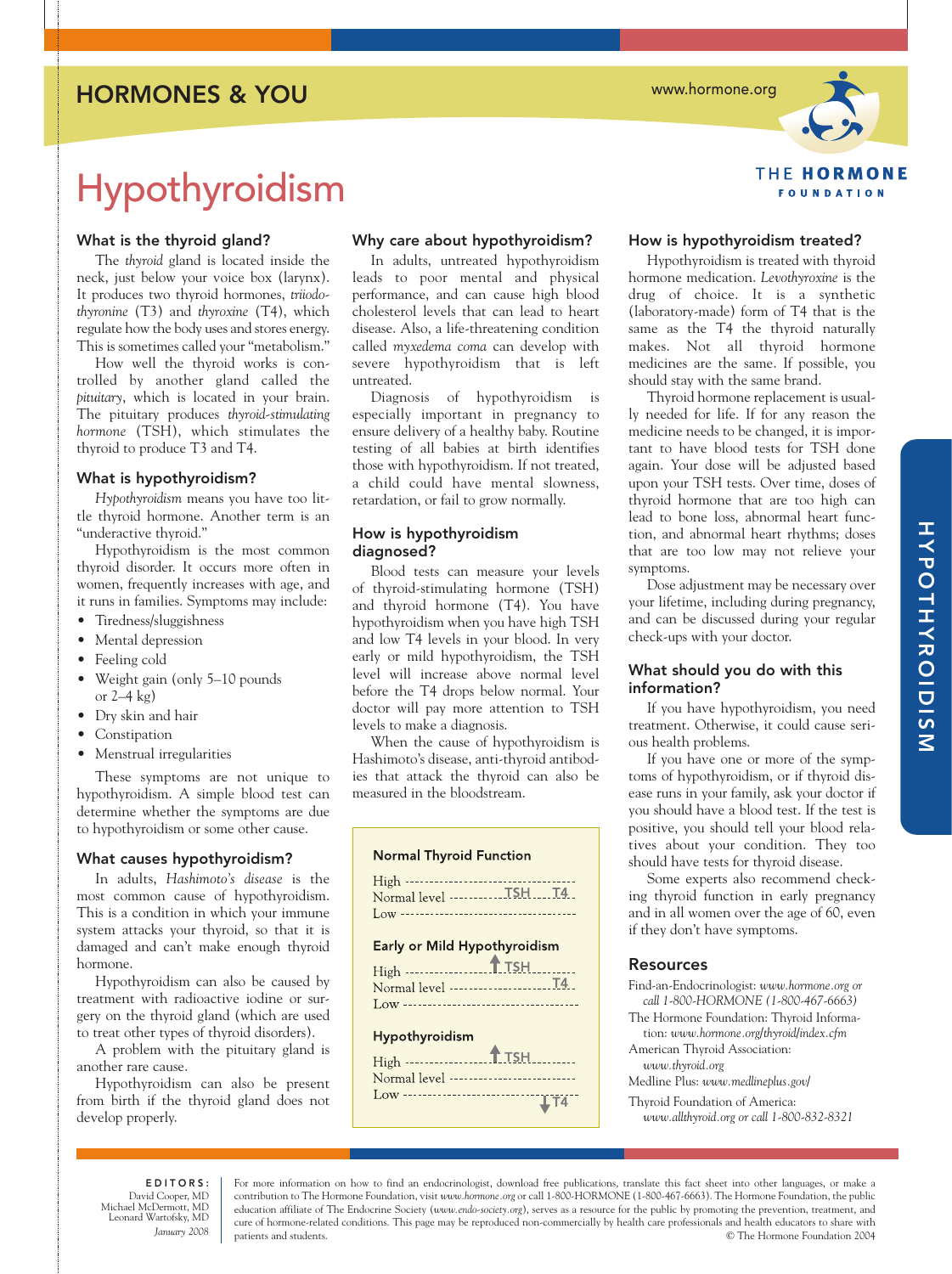HORMONES & YOU

www.hormone.org

THE HORMONE FOUNDATION

# Hypothyroidism

## What is the thyroid gland?

The *thyroid* gland is located inside the neck, just below your voice box (larynx). It produces two thyroid hormones, *triiodothyronine* (T3) and *thyroxine* (T4), which regulate how the body uses and stores energy. This is sometimes called your "metabolism."

How well the thyroid works is controlled by another gland called the *pituitary*, which is located in your brain. The pituitary produces *thyroid-stimulating hormone* (TSH), which stimulates the thyroid to produce T3 and T4.

## What is hypothyroidism?

*Hypothyroidism* means you have too little thyroid hormone. Another term is an "underactive thyroid."

Hypothyroidism is the most common thyroid disorder. It occurs more often in women, frequently increases with age, and it runs in families. Symptoms may include:

- Tiredness/sluggishness
- Mental depression
- Feeling cold
- Weight gain (only 5–10 pounds or 2–4 kg)
- Dry skin and hair
- Constipation
- Menstrual irregularities

These symptoms are not unique to hypothyroidism. A simple blood test can determine whether the symptoms are due to hypothyroidism or some other cause.

## What causes hypothyroidism?

In adults, *Hashimoto's disease* is the most common cause of hypothyroidism. This is a condition in which your immune system attacks your thyroid, so that it is damaged and can't make enough thyroid hormone.

Hypothyroidism can also be caused by treatment with radioactive iodine or surgery on the thyroid gland (which are used to treat other types of thyroid disorders).

A problem with the pituitary gland is another rare cause.

Hypothyroidism can also be present from birth if the thyroid gland does not develop properly.

## Why care about hypothyroidism?

In adults, untreated hypothyroidism leads to poor mental and physical performance, and can cause high blood cholesterol levels that can lead to heart disease. Also, a life-threatening condition called *myxedema coma* can develop with severe hypothyroidism that is left untreated.

Diagnosis of hypothyroidism is especially important in pregnancy to ensure delivery of a healthy baby. Routine testing of all babies at birth identifies those with hypothyroidism. If not treated, a child could have mental slowness, retardation, or fail to grow normally.

## How is hypothyroidism diagnosed?

Blood tests can measure your levels of thyroid-stimulating hormone (TSH) and thyroid hormone (T4). You have hypothyroidism when you have high TSH and low T4 levels in your blood. In very early or mild hypothyroidism, the TSH level will increase above normal level before the T4 drops below normal. Your doctor will pay more attention to TSH levels to make a diagnosis.

When the cause of hypothyroidism is Hashimoto's disease, anti-thyroid antibodies that attack the thyroid can also be measured in the bloodstream.

**Normal Thyroid Function**

| Level | |
|---|---|
| High | |
| Normal level | TSH, T4 |
| Low | |

**Early or Mild Hypothyroidism**

| Level | |
|---|---|
| High | ↑ TSH |
| Normal level | T4 |
| Low | |

**Hypothyroidism**

| Level | |
|---|---|
| High | ↑ TSH |
| Normal level | |
| Low | ↓ T4 |

## How is hypothyroidism treated?

Hypothyroidism is treated with thyroid hormone medication. *Levothyroxine* is the drug of choice. It is a synthetic (laboratory-made) form of T4 that is the same as the T4 the thyroid naturally makes. Not all thyroid hormone medicines are the same. If possible, you should stay with the same brand.

Thyroid hormone replacement is usually needed for life. If for any reason the medicine needs to be changed, it is important to have blood tests for TSH done again. Your dose will be adjusted based upon your TSH tests. Over time, doses of thyroid hormone that are too high can lead to bone loss, abnormal heart function, and abnormal heart rhythms; doses that are too low may not relieve your symptoms.

Dose adjustment may be necessary over your lifetime, including during pregnancy, and can be discussed during your regular check-ups with your doctor.

## What should you do with this information?

If you have hypothyroidism, you need treatment. Otherwise, it could cause serious health problems.

If you have one or more of the symptoms of hypothyroidism, or if thyroid disease runs in your family, ask your doctor if you should have a blood test. If the test is positive, you should tell your blood relatives about your condition. They too should have tests for thyroid disease.

Some experts also recommend checking thyroid function in early pregnancy and in all women over the age of 60, even if they don't have symptoms.

## Resources

Find-an-Endocrinologist: *www.hormone.org or call 1-800-HORMONE (1-800-467-6663)*

The Hormone Foundation: Thyroid Information: *www.hormone.org/thyroid/index.cfm*

American Thyroid Association: *www.thyroid.org*

Medline Plus: *www.medlineplus.gov/*

Thyroid Foundation of America: *www.allthyroid.org or call 1-800-832-8321*

**EDITORS:**
David Cooper, MD
Michael McDermott, MD
Leonard Wartofsky, MD
*January 2008*

For more information on how to find an endocrinologist, download free publications, translate this fact sheet into other languages, or make a contribution to The Hormone Foundation, visit *www.hormone.org* or call 1-800-HORMONE (1-800-467-6663). The Hormone Foundation, the public education affiliate of The Endocrine Society (*www.endo-society.org*), serves as a resource for the public by promoting the prevention, treatment, and cure of hormone-related conditions. This page may be reproduced non-commercially by health care professionals and health educators to share with patients and students. © The Hormone Foundation 2004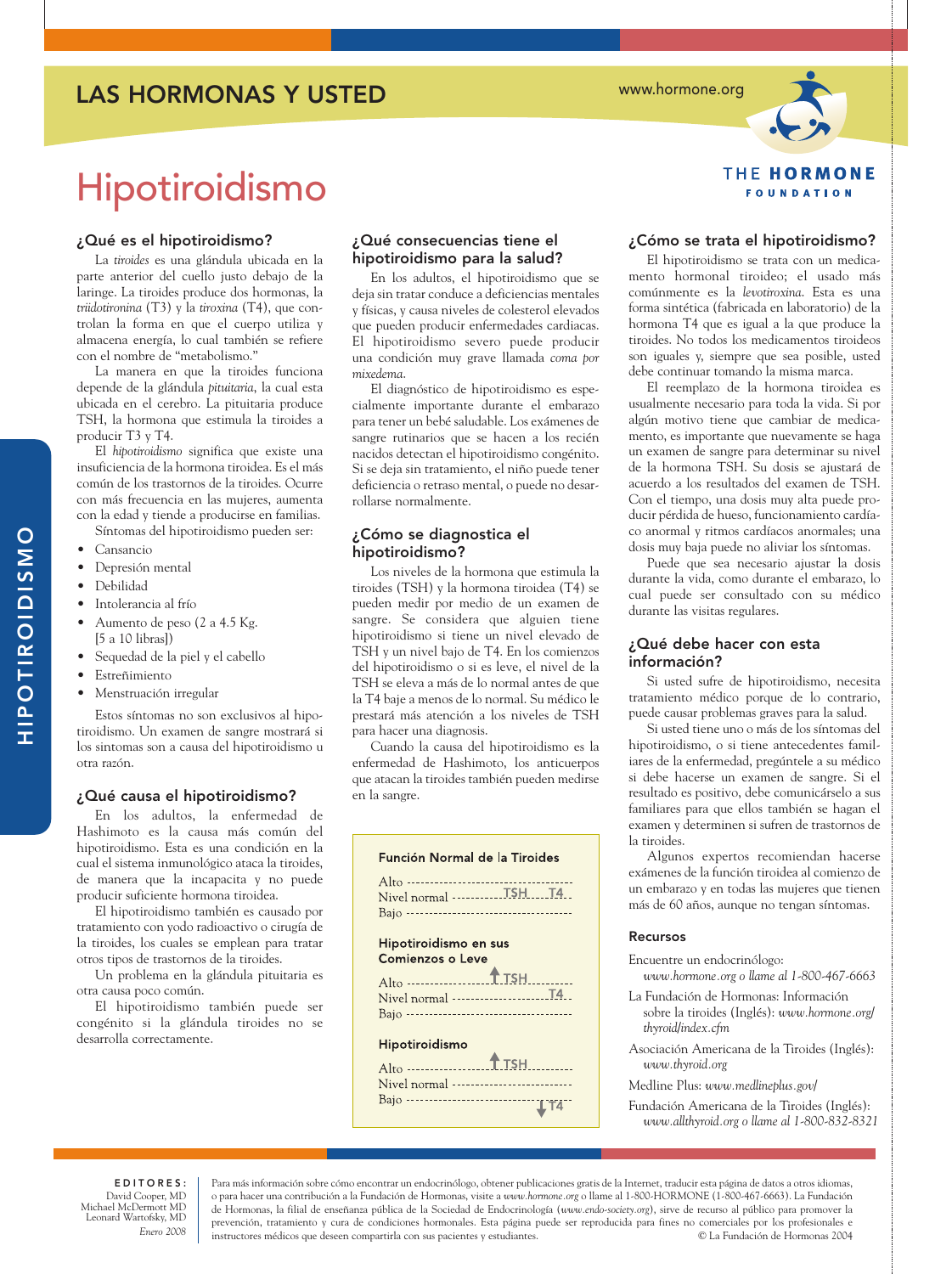# LAS HORMONAS Y USTED

www.hormone.org

THE HORMONE FOUNDATION

# Hipotiroidismo

## ¿Qué es el hipotiroidismo?

La *tiroides* es una glándula ubicada en la parte anterior del cuello justo debajo de la laringe. La tiroides produce dos hormonas, la *triidotironina* (T3) y la *tiroxina* (T4), que controlan la forma en que el cuerpo utiliza y almacena energía, lo cual también se refiere con el nombre de "metabolismo."

La manera en que la tiroides funciona depende de la glándula *pituitaria*, la cual esta ubicada en el cerebro. La pituitaria produce TSH, la hormona que estimula la tiroides a producir T3 y T4.

El *hipotiroidismo* significa que existe una insuficiencia de la hormona tiroidea. Es el más común de los trastornos de la tiroides. Ocurre con más frecuencia en las mujeres, aumenta con la edad y tiende a producirse en familias.

Síntomas del hipotiroidismo pueden ser:

- Cansancio
- Depresión mental
- Debilidad
- Intolerancia al frío
- Aumento de peso (2 a 4.5 Kg. [5 a 10 libras])
- Sequedad de la piel y el cabello
- Estreñimiento
- Menstruación irregular

Estos síntomas no son exclusivos al hipotiroidismo. Un examen de sangre mostrará si los sintomas son a causa del hipotiroidismo u otra razón.

## ¿Qué causa el hipotiroidismo?

En los adultos, la enfermedad de Hashimoto es la causa más común del hipotiroidismo. Esta es una condición en la cual el sistema inmunológico ataca la tiroides, de manera que la incapacita y no puede producir suficiente hormona tiroidea.

El hipotiroidismo también es causado por tratamiento con yodo radioactivo o cirugía de la tiroides, los cuales se emplean para tratar otros tipos de trastornos de la tiroides.

Un problema en la glándula pituitaria es otra causa poco común.

El hipotiroidismo también puede ser congénito si la glándula tiroides no se desarrolla correctamente.

## ¿Qué consecuencias tiene el hipotiroidismo para la salud?

En los adultos, el hipotiroidismo que se deja sin tratar conduce a deficiencias mentales y físicas, y causa niveles de colesterol elevados que pueden producir enfermedades cardiacas. El hipotiroidismo severo puede producir una condición muy grave llamada *coma por mixedema*.

El diagnóstico de hipotiroidismo es especialmente importante durante el embarazo para tener un bebé saludable. Los exámenes de sangre rutinarios que se hacen a los recién nacidos detectan el hipotiroidismo congénito. Si se deja sin tratamiento, el niño puede tener deficiencia o retraso mental, o puede no desarrollarse normalmente.

## ¿Cómo se diagnostica el hipotiroidismo?

Los niveles de la hormona que estimula la tiroides (TSH) y la hormona tiroidea (T4) se pueden medir por medio de un examen de sangre. Se considera que alguien tiene hipotiroidismo si tiene un nivel elevado de TSH y un nivel bajo de T4. En los comienzos del hipotiroidismo o si es leve, el nivel de la TSH se eleva a más de lo normal antes de que la T4 baje a menos de lo normal. Su médico le prestará más atención a los niveles de TSH para hacer una diagnosis.

Cuando la causa del hipotiroidismo es la enfermedad de Hashimoto, los anticuerpos que atacan la tiroides también pueden medirse en la sangre.

**Función Normal de la Tiroides**

Alto
Nivel normal TSH T4
Bajo

**Hipotiroidismo en sus Comienzos o Leve**

Alto ↑TSH
Nivel normal T4
Bajo

**Hipotiroidismo**

Alto ↑TSH
Nivel normal
Bajo ↓T4

## ¿Cómo se trata el hipotiroidismo?

El hipotiroidismo se trata con un medicamento hormonal tiroideo; el usado más comúnmente es la *levotiroxina*. Esta es una forma sintética (fabricada en laboratorio) de la hormona T4 que es igual a la que produce la tiroides. No todos los medicamentos tiroideos son iguales y, siempre que sea posible, usted debe continuar tomando la misma marca.

El reemplazo de la hormona tiroidea es usualmente necesario para toda la vida. Si por algún motivo tiene que cambiar de medicamento, es importante que nuevamente se haga un examen de sangre para determinar su nivel de la hormona TSH. Su dosis se ajustará de acuerdo a los resultados del examen de TSH. Con el tiempo, una dosis muy alta puede producir pérdida de hueso, funcionamiento cardíaco anormal y ritmos cardíacos anormales; una dosis muy baja puede no aliviar los síntomas.

Puede que sea necesario ajustar la dosis durante la vida, como durante el embarazo, lo cual puede ser consultado con su médico durante las visitas regulares.

## ¿Qué debe hacer con esta información?

Si usted sufre de hipotiroidismo, necesita tratamiento médico porque de lo contrario, puede causar problemas graves para la salud.

Si usted tiene uno o más de los síntomas del hipotiroidismo, o si tiene antecedentes familiares de la enfermedad, pregúntele a su médico si debe hacerse un examen de sangre. Si el resultado es positivo, debe comunicárselo a sus familiares para que ellos también se hagan el examen y determinen si sufren de trastornos de la tiroides.

Algunos expertos recomiendan hacerse exámenes de la función tiroidea al comienzo de un embarazo y en todas las mujeres que tienen más de 60 años, aunque no tengan síntomas.

### Recursos

Encuentre un endocrinólogo: *www.hormone.org o llame al 1-800-467-6663*

La Fundación de Hormonas: Información sobre la tiroides (Inglés): *www.hormone.org/thyroid/index.cfm*

Asociación Americana de la Tiroides (Inglés): *www.thyroid.org*

Medline Plus: *www.medlineplus.gov/*

Fundación Americana de la Tiroides (Inglés): *www.allthyroid.org o llame al 1-800-832-8321*

**EDITORES:**
David Cooper, MD
Michael McDermott MD
Leonard Wartofsky, MD
*Enero 2008*

Para más información sobre cómo encontrar un endocrinólogo, obtener publicaciones gratis de la Internet, traducir esta página de datos a otros idiomas, o para hacer una contribución a la Fundación de Hormonas, visite a *www.hormone.org* o llame al 1-800-HORMONE (1-800-467-6663). La Fundación de Hormonas, la filial de enseñanza pública de la Sociedad de Endocrinología (*www.endo-society.org*), sirve de recurso al público para promover la prevención, tratamiento y cura de condiciones hormonales. Esta página puede ser reproducida para fines no comerciales por los profesionales e instructores médicos que deseen compartirla con sus pacientes y estudiantes. © La Fundación de Hormonas 2004